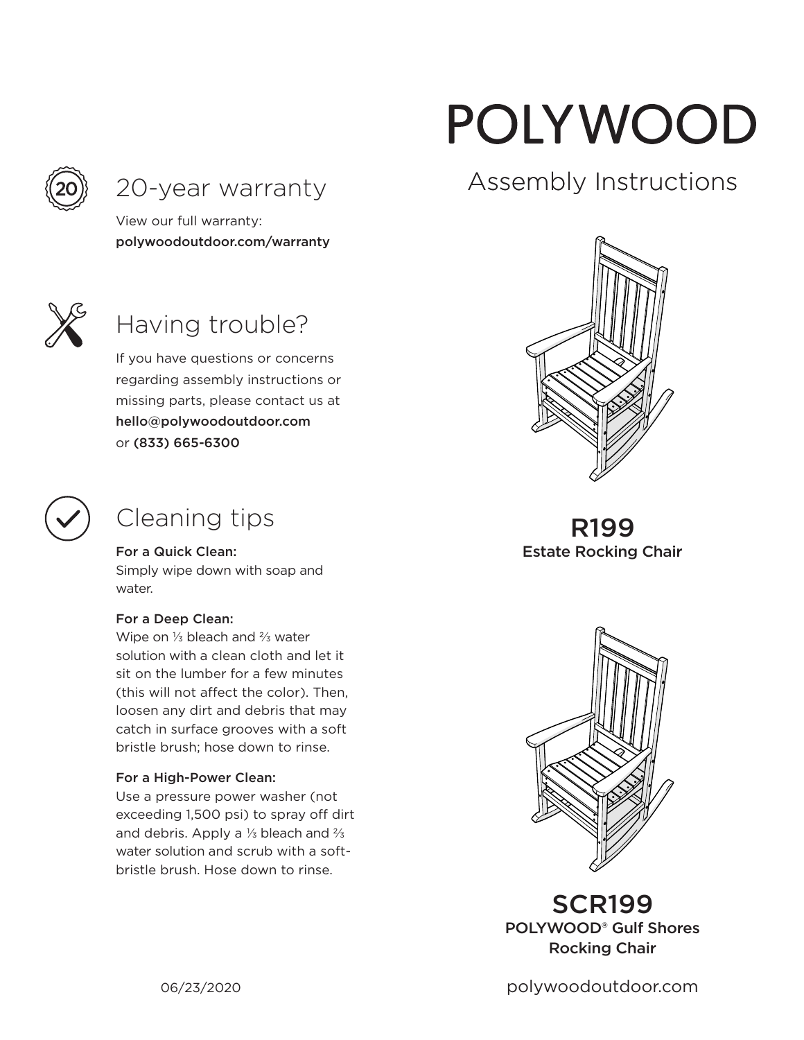# POLYWOOD

## Assembly Instructions

**R199**
**Estate Rocking Chair**

**SCR199**
**POLYWOOD® Gulf Shores Rocking Chair**

polywoodoutdoor.com

## 20-year warranty

View our full warranty:
**polywoodoutdoor.com/warranty**

## Having trouble?

If you have questions or concerns regarding assembly instructions or missing parts, please contact us at **hello@polywoodoutdoor.com** or **(833) 665-6300**

## Cleaning tips

**For a Quick Clean:**
Simply wipe down with soap and water.

**For a Deep Clean:**
Wipe on ⅓ bleach and ⅔ water solution with a clean cloth and let it sit on the lumber for a few minutes (this will not affect the color). Then, loosen any dirt and debris that may catch in surface grooves with a soft bristle brush; hose down to rinse.

**For a High-Power Clean:**
Use a pressure power washer (not exceeding 1,500 psi) to spray off dirt and debris. Apply a ⅓ bleach and ⅔ water solution and scrub with a soft-bristle brush. Hose down to rinse.

06/23/2020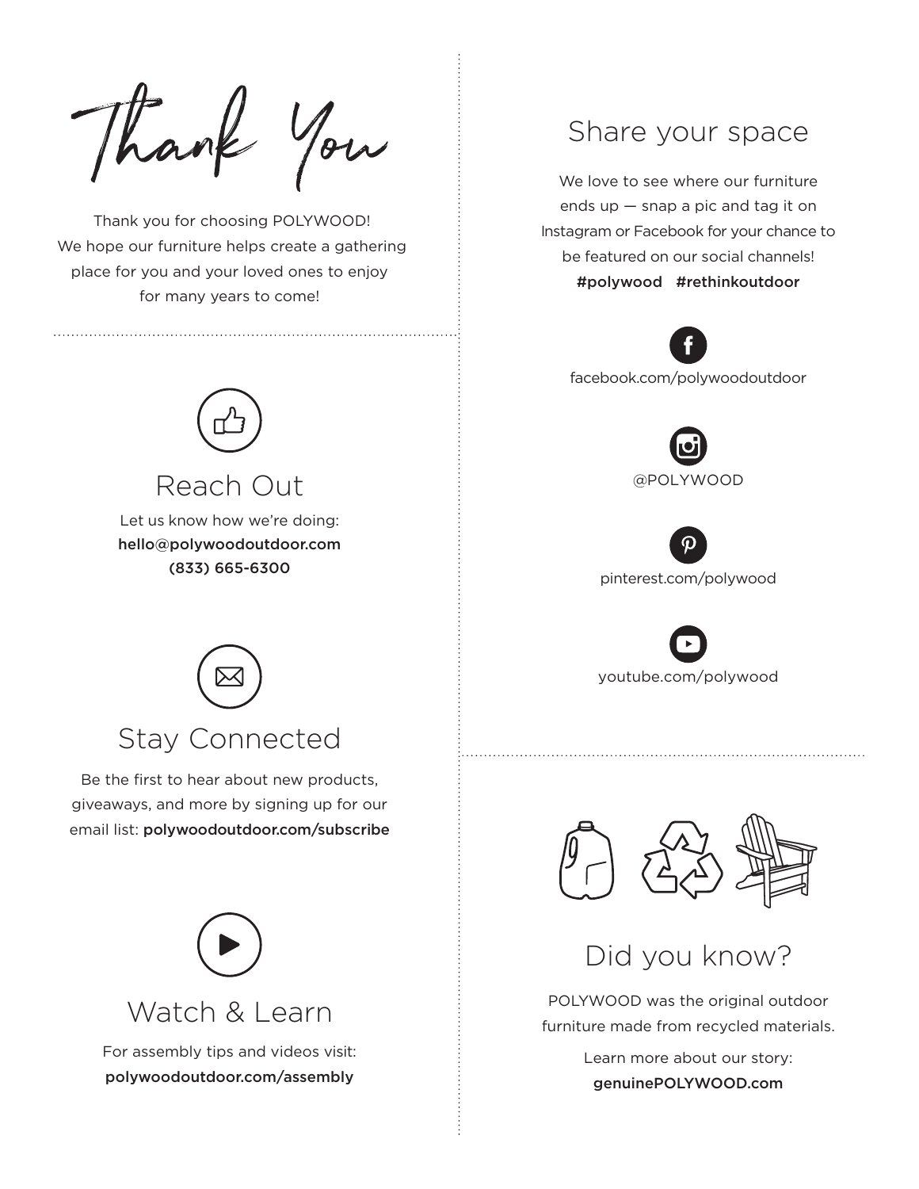# Thank You

Thank you for choosing POLYWOOD!
We hope our furniture helps create a gathering place for you and your loved ones to enjoy for many years to come!

## Reach Out

Let us know how we're doing:
**hello@polywoodoutdoor.com**
**(833) 665-6300**

## Stay Connected

Be the first to hear about new products, giveaways, and more by signing up for our email list: **polywoodoutdoor.com/subscribe**

## Watch & Learn

For assembly tips and videos visit:
**polywoodoutdoor.com/assembly**

## Share your space

We love to see where our furniture ends up — snap a pic and tag it on Instagram or Facebook for your chance to be featured on our social channels!
**#polywood #rethinkoutdoor**

facebook.com/polywoodoutdoor

@POLYWOOD

pinterest.com/polywood

youtube.com/polywood

## Did you know?

POLYWOOD was the original outdoor furniture made from recycled materials.

Learn more about our story:
**genuinePOLYWOOD.com**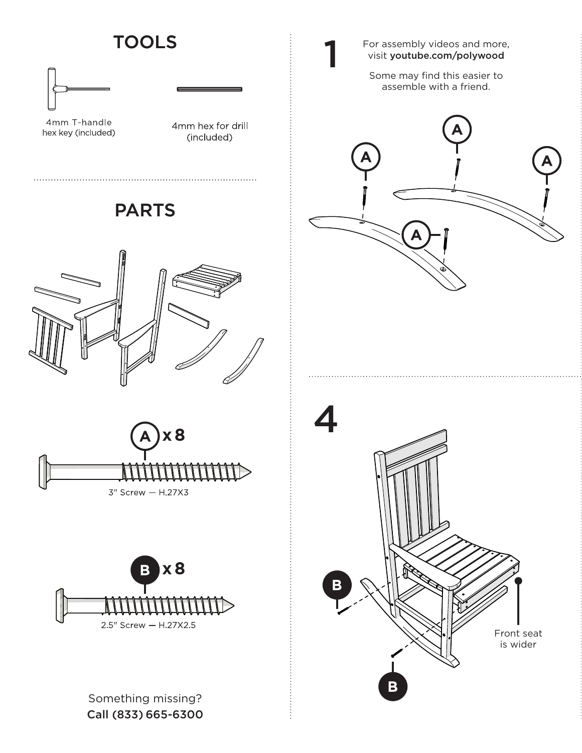## TOOLS

4mm T-handle hex key (included)

4mm hex for drill (included)

## PARTS

A x 8

3" Screw — H.27X3

B x 8

2.5" Screw — H.27X2.5

Something missing?
**Call (833) 665-6300**

# 1

For assembly videos and more, visit **youtube.com/polywood**

Some may find this easier to assemble with a friend.

A

A

A

A

# 4

B

B

Front seat is wider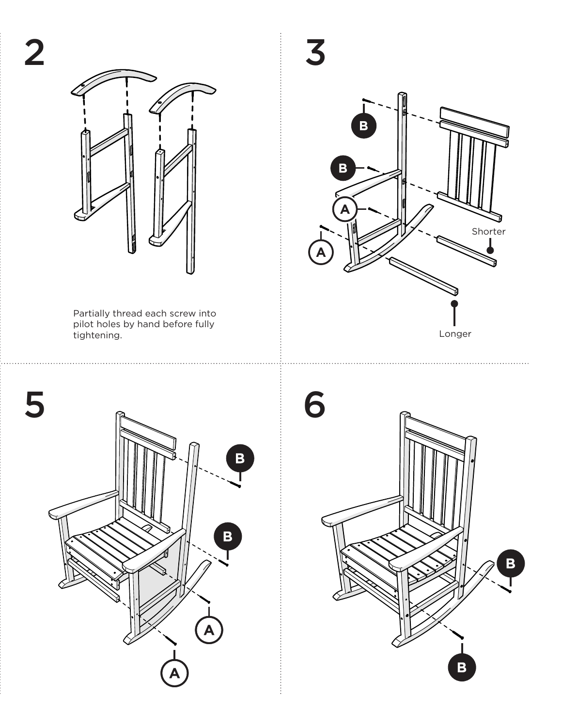## 2

Partially thread each screw into pilot holes by hand before fully tightening.

## 3

B

B

A

A

Shorter

Longer

## 5

B

B

A

A

## 6

B

B